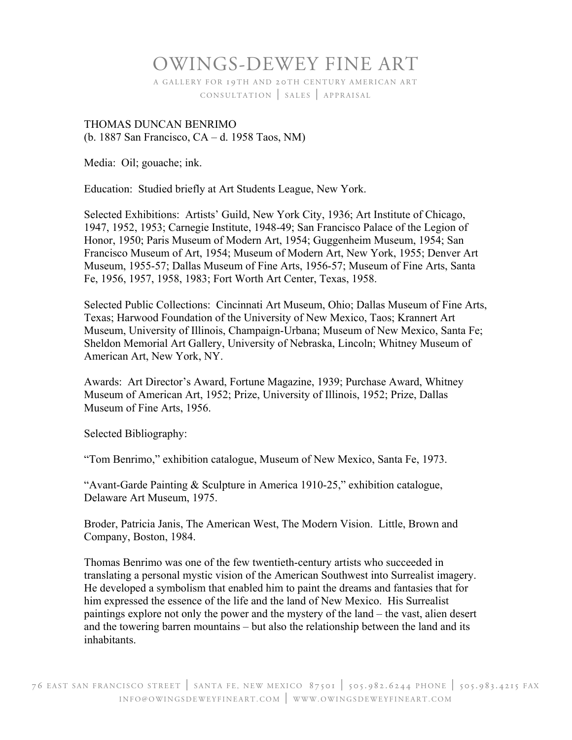# OWINGS-DEWEY FINE ART

A GALLERY FOR 19TH AND 20TH CENTURY AMERICAN ART

CONSULTATION | SALES | APPRAISAL

THOMAS DUNCAN BENRIMO
(b. 1887 San Francisco, CA – d. 1958 Taos, NM)

Media: Oil; gouache; ink.

Education: Studied briefly at Art Students League, New York.

Selected Exhibitions: Artists' Guild, New York City, 1936; Art Institute of Chicago, 1947, 1952, 1953; Carnegie Institute, 1948-49; San Francisco Palace of the Legion of Honor, 1950; Paris Museum of Modern Art, 1954; Guggenheim Museum, 1954; San Francisco Museum of Art, 1954; Museum of Modern Art, New York, 1955; Denver Art Museum, 1955-57; Dallas Museum of Fine Arts, 1956-57; Museum of Fine Arts, Santa Fe, 1956, 1957, 1958, 1983; Fort Worth Art Center, Texas, 1958.

Selected Public Collections: Cincinnati Art Museum, Ohio; Dallas Museum of Fine Arts, Texas; Harwood Foundation of the University of New Mexico, Taos; Krannert Art Museum, University of Illinois, Champaign-Urbana; Museum of New Mexico, Santa Fe; Sheldon Memorial Art Gallery, University of Nebraska, Lincoln; Whitney Museum of American Art, New York, NY.

Awards: Art Director's Award, Fortune Magazine, 1939; Purchase Award, Whitney Museum of American Art, 1952; Prize, University of Illinois, 1952; Prize, Dallas Museum of Fine Arts, 1956.

Selected Bibliography:

"Tom Benrimo," exhibition catalogue, Museum of New Mexico, Santa Fe, 1973.

"Avant-Garde Painting & Sculpture in America 1910-25," exhibition catalogue, Delaware Art Museum, 1975.

Broder, Patricia Janis, The American West, The Modern Vision. Little, Brown and Company, Boston, 1984.

Thomas Benrimo was one of the few twentieth-century artists who succeeded in translating a personal mystic vision of the American Southwest into Surrealist imagery. He developed a symbolism that enabled him to paint the dreams and fantasies that for him expressed the essence of the life and the land of New Mexico. His Surrealist paintings explore not only the power and the mystery of the land – the vast, alien desert and the towering barren mountains – but also the relationship between the land and its inhabitants.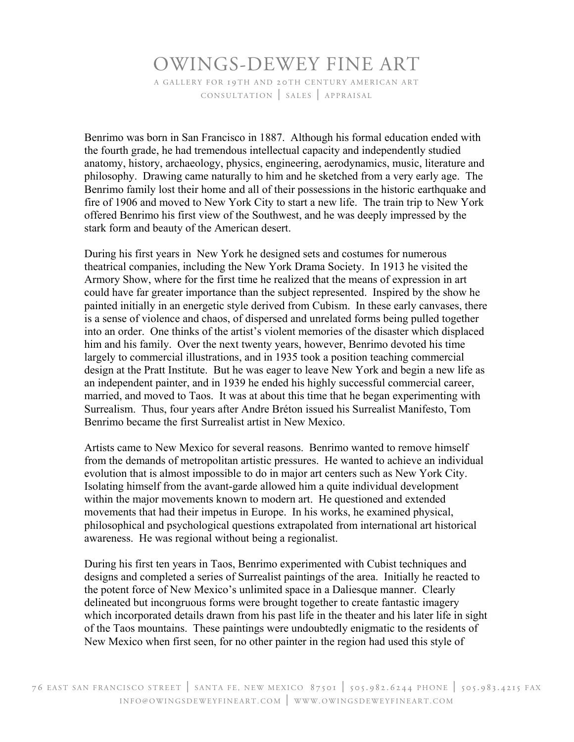Benrimo was born in San Francisco in 1887. Although his formal education ended with the fourth grade, he had tremendous intellectual capacity and independently studied anatomy, history, archaeology, physics, engineering, aerodynamics, music, literature and philosophy. Drawing came naturally to him and he sketched from a very early age. The Benrimo family lost their home and all of their possessions in the historic earthquake and fire of 1906 and moved to New York City to start a new life. The train trip to New York offered Benrimo his first view of the Southwest, and he was deeply impressed by the stark form and beauty of the American desert.

During his first years in New York he designed sets and costumes for numerous theatrical companies, including the New York Drama Society. In 1913 he visited the Armory Show, where for the first time he realized that the means of expression in art could have far greater importance than the subject represented. Inspired by the show he painted initially in an energetic style derived from Cubism. In these early canvases, there is a sense of violence and chaos, of dispersed and unrelated forms being pulled together into an order. One thinks of the artist's violent memories of the disaster which displaced him and his family. Over the next twenty years, however, Benrimo devoted his time largely to commercial illustrations, and in 1935 took a position teaching commercial design at the Pratt Institute. But he was eager to leave New York and begin a new life as an independent painter, and in 1939 he ended his highly successful commercial career, married, and moved to Taos. It was at about this time that he began experimenting with Surrealism. Thus, four years after Andre Bréton issued his Surrealist Manifesto, Tom Benrimo became the first Surrealist artist in New Mexico.

Artists came to New Mexico for several reasons. Benrimo wanted to remove himself from the demands of metropolitan artistic pressures. He wanted to achieve an individual evolution that is almost impossible to do in major art centers such as New York City. Isolating himself from the avant-garde allowed him a quite individual development within the major movements known to modern art. He questioned and extended movements that had their impetus in Europe. In his works, he examined physical, philosophical and psychological questions extrapolated from international art historical awareness. He was regional without being a regionalist.

During his first ten years in Taos, Benrimo experimented with Cubist techniques and designs and completed a series of Surrealist paintings of the area. Initially he reacted to the potent force of New Mexico's unlimited space in a Daliesque manner. Clearly delineated but incongruous forms were brought together to create fantastic imagery which incorporated details drawn from his past life in the theater and his later life in sight of the Taos mountains. These paintings were undoubtedly enigmatic to the residents of New Mexico when first seen, for no other painter in the region had used this style of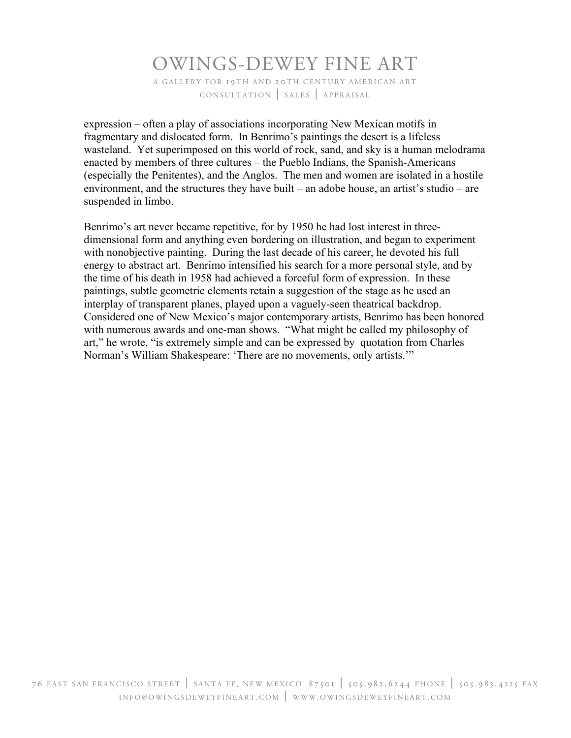expression – often a play of associations incorporating New Mexican motifs in fragmentary and dislocated form. In Benrimo's paintings the desert is a lifeless wasteland. Yet superimposed on this world of rock, sand, and sky is a human melodrama enacted by members of three cultures – the Pueblo Indians, the Spanish-Americans (especially the Penitentes), and the Anglos. The men and women are isolated in a hostile environment, and the structures they have built – an adobe house, an artist's studio – are suspended in limbo.

Benrimo's art never became repetitive, for by 1950 he had lost interest in three-dimensional form and anything even bordering on illustration, and began to experiment with nonobjective painting. During the last decade of his career, he devoted his full energy to abstract art. Benrimo intensified his search for a more personal style, and by the time of his death in 1958 had achieved a forceful form of expression. In these paintings, subtle geometric elements retain a suggestion of the stage as he used an interplay of transparent planes, played upon a vaguely-seen theatrical backdrop. Considered one of New Mexico's major contemporary artists, Benrimo has been honored with numerous awards and one-man shows. "What might be called my philosophy of art," he wrote, "is extremely simple and can be expressed by quotation from Charles Norman's William Shakespeare: 'There are no movements, only artists.'"